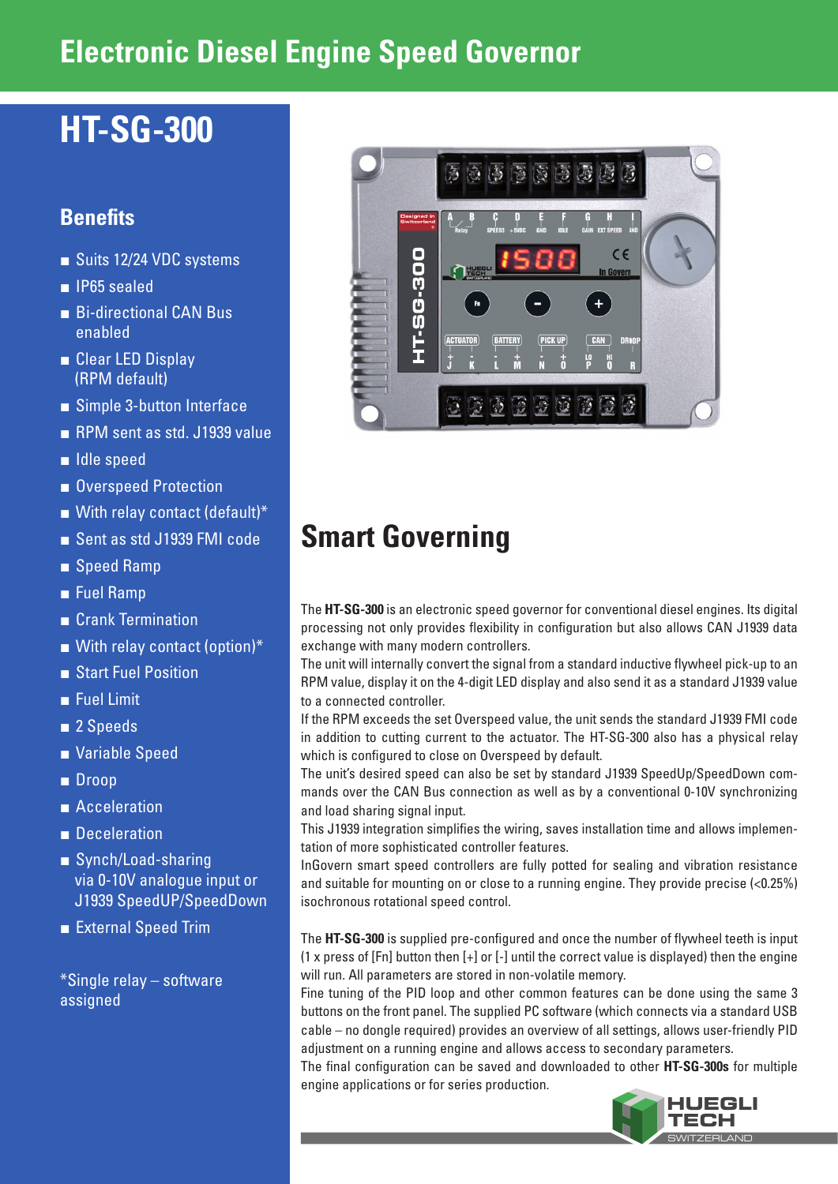# Electronic Diesel Engine Speed Governor

# HT-SG-300

## Benefits

- Suits 12/24 VDC systems
- IP65 sealed
- Bi-directional CAN Bus enabled
- Clear LED Display (RPM default)
- Simple 3-button Interface
- RPM sent as std. J1939 value
- Idle speed
- Overspeed Protection
- With relay contact (default)*
- Sent as std J1939 FMI code
- Speed Ramp
- Fuel Ramp
- Crank Termination
- With relay contact (option)*
- Start Fuel Position
- Fuel Limit
- 2 Speeds
- Variable Speed
- Droop
- Acceleration
- Deceleration
- Synch/Load-sharing via 0-10V analogue input or J1939 SpeedUP/SpeedDown
- External Speed Trim

*Single relay – software assigned

## Smart Governing

The **HT-SG-300** is an electronic speed governor for conventional diesel engines. Its digital processing not only provides flexibility in configuration but also allows CAN J1939 data exchange with many modern controllers.

The unit will internally convert the signal from a standard inductive flywheel pick-up to an RPM value, display it on the 4-digit LED display and also send it as a standard J1939 value to a connected controller.

If the RPM exceeds the set Overspeed value, the unit sends the standard J1939 FMI code in addition to cutting current to the actuator. The HT-SG-300 also has a physical relay which is configured to close on Overspeed by default.

The unit's desired speed can also be set by standard J1939 SpeedUp/SpeedDown commands over the CAN Bus connection as well as by a conventional 0-10V synchronizing and load sharing signal input.

This J1939 integration simplifies the wiring, saves installation time and allows implementation of more sophisticated controller features.

InGovern smart speed controllers are fully potted for sealing and vibration resistance and suitable for mounting on or close to a running engine. They provide precise (<0.25%) isochronous rotational speed control.

The **HT-SG-300** is supplied pre-configured and once the number of flywheel teeth is input (1 x press of [Fn] button then [+] or [-] until the correct value is displayed) then the engine will run. All parameters are stored in non-volatile memory.

Fine tuning of the PID loop and other common features can be done using the same 3 buttons on the front panel. The supplied PC software (which connects via a standard USB cable – no dongle required) provides an overview of all settings, allows user-friendly PID adjustment on a running engine and allows access to secondary parameters.

The final configuration can be saved and downloaded to other **HT-SG-300s** for multiple engine applications or for series production.

HUEGLI TECH SWITZERLAND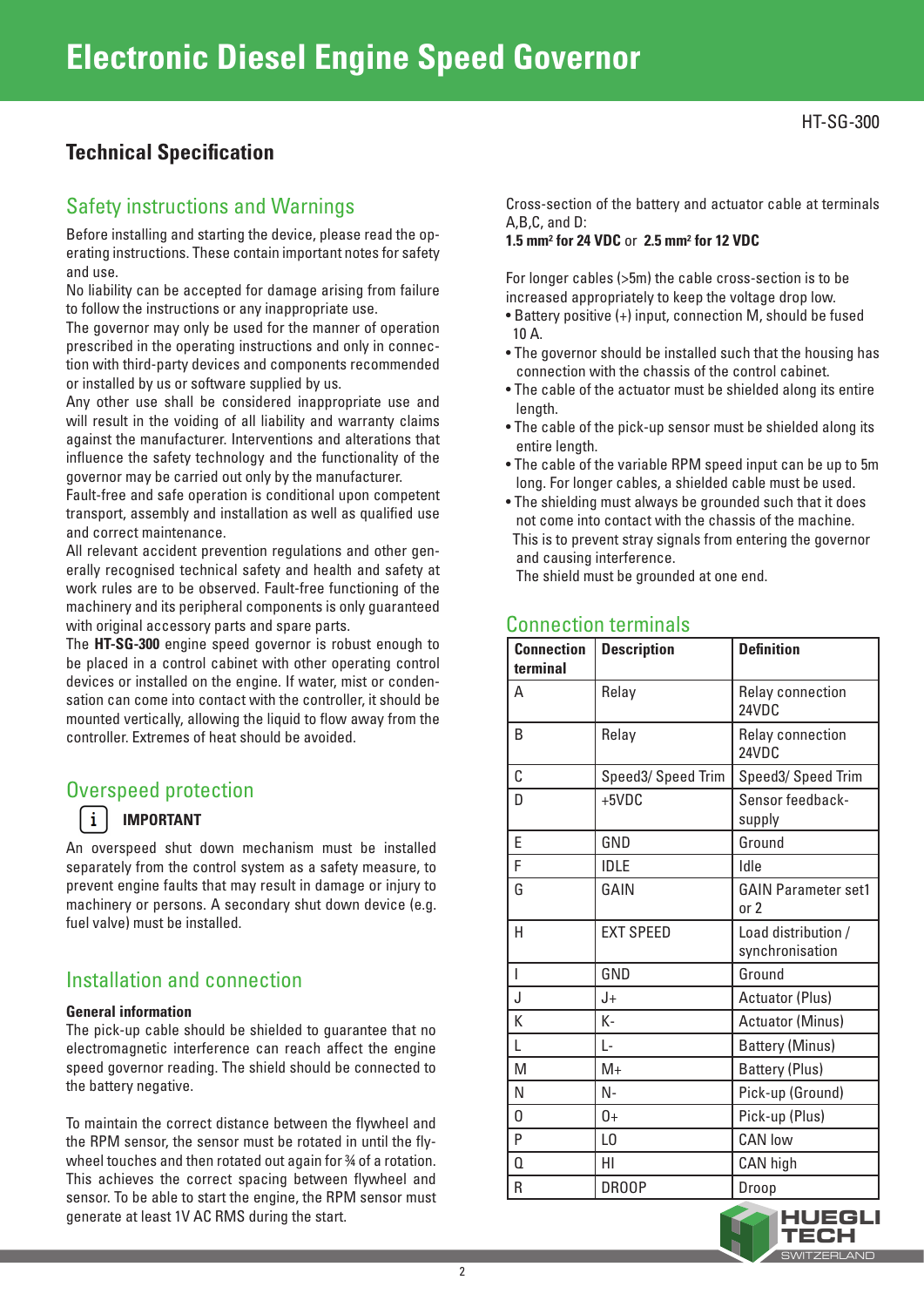# Electronic Diesel Engine Speed Governor

HT-SG-300

## Technical Specification

### Safety instructions and Warnings

Before installing and starting the device, please read the operating instructions. These contain important notes for safety and use.
No liability can be accepted for damage arising from failure to follow the instructions or any inappropriate use.
The governor may only be used for the manner of operation prescribed in the operating instructions and only in connection with third-party devices and components recommended or installed by us or software supplied by us.
Any other use shall be considered inappropriate use and will result in the voiding of all liability and warranty claims against the manufacturer. Interventions and alterations that influence the safety technology and the functionality of the governor may be carried out only by the manufacturer.
Fault-free and safe operation is conditional upon competent transport, assembly and installation as well as qualified use and correct maintenance.
All relevant accident prevention regulations and other generally recognised technical safety and health and safety at work rules are to be observed. Fault-free functioning of the machinery and its peripheral components is only guaranteed with original accessory parts and spare parts.
The **HT-SG-300** engine speed governor is robust enough to be placed in a control cabinet with other operating control devices or installed on the engine. If water, mist or condensation can come into contact with the controller, it should be mounted vertically, allowing the liquid to flow away from the controller. Extremes of heat should be avoided.

### Overspeed protection

**IMPORTANT**

An overspeed shut down mechanism must be installed separately from the control system as a safety measure, to prevent engine faults that may result in damage or injury to machinery or persons. A secondary shut down device (e.g. fuel valve) must be installed.

### Installation and connection

**General information**

The pick-up cable should be shielded to guarantee that no electromagnetic interference can reach affect the engine speed governor reading. The shield should be connected to the battery negative.

To maintain the correct distance between the flywheel and the RPM sensor, the sensor must be rotated in until the flywheel touches and then rotated out again for ¾ of a rotation. This achieves the correct spacing between flywheel and sensor. To be able to start the engine, the RPM sensor must generate at least 1V AC RMS during the start.

Cross-section of the battery and actuator cable at terminals A,B,C, and D:
**1.5 mm² for 24 VDC** or **2.5 mm² for 12 VDC**

For longer cables (>5m) the cable cross-section is to be increased appropriately to keep the voltage drop low.

- Battery positive (+) input, connection M, should be fused 10 A.
- The governor should be installed such that the housing has connection with the chassis of the control cabinet.
- The cable of the actuator must be shielded along its entire length.
- The cable of the pick-up sensor must be shielded along its entire length.
- The cable of the variable RPM speed input can be up to 5m long. For longer cables, a shielded cable must be used.
- The shielding must always be grounded such that it does not come into contact with the chassis of the machine.
  This is to prevent stray signals from entering the governor and causing interference.
  The shield must be grounded at one end.

### Connection terminals

| Connection terminal | Description | Definition |
|---|---|---|
| A | Relay | Relay connection 24VDC |
| B | Relay | Relay connection 24VDC |
| C | Speed3/ Speed Trim | Speed3/ Speed Trim |
| D | +5VDC | Sensor feedback-supply |
| E | GND | Ground |
| F | IDLE | Idle |
| G | GAIN | GAIN Parameter set1 or 2 |
| H | EXT SPEED | Load distribution / synchronisation |
| I | GND | Ground |
| J | J+ | Actuator (Plus) |
| K | K- | Actuator (Minus) |
| L | L- | Battery (Minus) |
| M | M+ | Battery (Plus) |
| N | N- | Pick-up (Ground) |
| O | O+ | Pick-up (Plus) |
| P | LO | CAN low |
| Q | HI | CAN high |
| R | DROOP | Droop |

HUEGLI TECH SWITZERLAND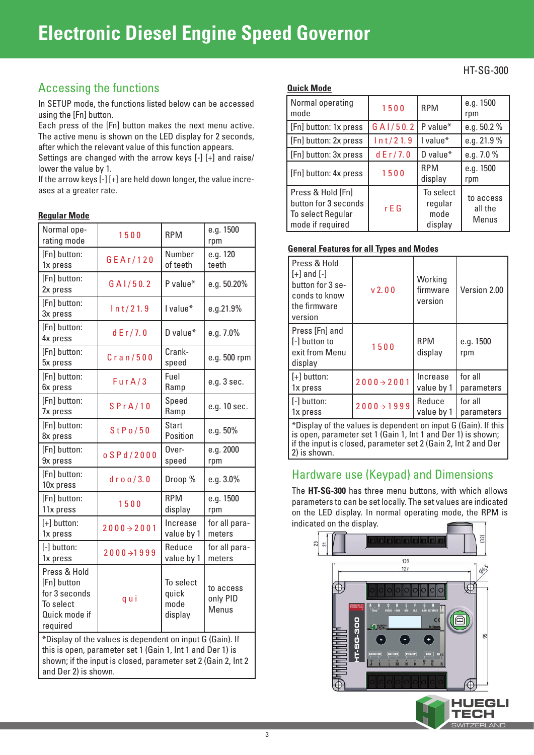# Electronic Diesel Engine Speed Governor

HT-SG-300

## Accessing the functions

In SETUP mode, the functions listed below can be accessed using the [Fn] button.
Each press of the [Fn] button makes the next menu active. The active menu is shown on the LED display for 2 seconds, after which the relevant value of this function appears.
Settings are changed with the arrow keys [-] [+] and raise/lower the value by 1.
If the arrow keys [-] [+] are held down longer, the value increases at a greater rate.

**Regular Mode**

| Normal operating mode | 1500 | RPM | e.g. 1500 rpm |
|---|---|---|---|
| [Fn] button: 1x press | GEAr/120 | Number of teeth | e.g. 120 teeth |
| [Fn] button: 2x press | GAI/50.2 | P value* | e.g. 50.20% |
| [Fn] button: 3x press | Int/21.9 | I value* | e.g.21.9% |
| [Fn] button: 4x press | dEr/7.0 | D value* | e.g. 7.0% |
| [Fn] button: 5x press | Cran/500 | Crank-speed | e.g. 500 rpm |
| [Fn] button: 6x press | FurA/3 | Fuel Ramp | e.g. 3 sec. |
| [Fn] button: 7x press | SPrA/10 | Speed Ramp | e.g. 10 sec. |
| [Fn] button: 8x press | StPo/50 | Start Position | e.g. 50% |
| [Fn] button: 9x press | oSPd/2000 | Over-speed | e.g. 2000 rpm |
| [Fn] button: 10x press | droo/3.0 | Droop % | e.g. 3.0% |
| [Fn] button: 11x press | 1500 | RPM display | e.g. 1500 rpm |
| [+] button: 1x press | 2000→2001 | Increase value by 1 | for all parameters |
| [-] button: 1x press | 2000→1999 | Reduce value by 1 | for all parameters |
| Press & Hold [Fn] button for 3 seconds To select Quick mode if required | qui | To select quick mode display | to access only PID Menus |

*Display of the values is dependent on input G (Gain). If this is open, parameter set 1 (Gain 1, Int 1 and Der 1) is shown; if the input is closed, parameter set 2 (Gain 2, Int 2 and Der 2) is shown.

**Quick Mode**

| Normal operating mode | 1500 | RPM | e.g. 1500 rpm |
|---|---|---|---|
| [Fn] button: 1x press | GAI/50.2 | P value* | e.g. 50.2 % |
| [Fn] button: 2x press | Int/21.9 | I value* | e.g. 21.9 % |
| [Fn] button: 3x press | dEr/7.0 | D value* | e.g. 7.0 % |
| [Fn] button: 4x press | 1500 | RPM display | e.g. 1500 rpm |
| Press & Hold [Fn] button for 3 seconds To select Regular mode if required | rEG | To select regular mode display | to access all the Menus |

**General Features for all Types and Modes**

| Press & Hold [+] and [-] button for 3 seconds to know the firmware version | v2.00 | Working firmware version | Version 2.00 |
|---|---|---|---|
| Press [Fn] and [-] button to exit from Menu display | 1500 | RPM display | e.g. 1500 rpm |
| [+] button: 1x press | 2000→2001 | Increase value by 1 | for all parameters |
| [-] button: 1x press | 2000→1999 | Reduce value by 1 | for all parameters |

*Display of the values is dependent on input G (Gain). If this is open, parameter set 1 (Gain 1, Int 1 and Der 1) is shown; if the input is closed, parameter set 2 (Gain 2, Int 2 and Der 2) is shown.

## Hardware use (Keypad) and Dimensions

The **HT-SG-300** has three menu buttons, with which allows parameters to can be set locally. The set values are indicated on the LED display. In normal operating mode, the RPM is indicated on the display.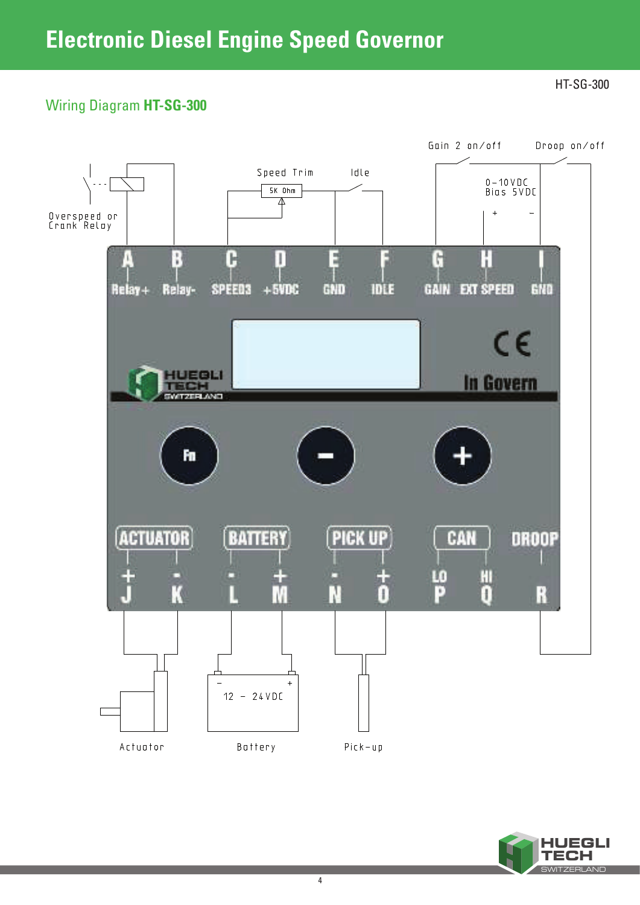# Electronic Diesel Engine Speed Governor

HT-SG-300

## Wiring Diagram **HT-SG-300**

Gain 2 on/off

Droop on/off

Speed Trim

5K Ohm

Idle

0-10VDC
Bias 5VDC

\+ −

Overspeed or
Crank Relay

| A | B | C | D | E | F | G | H | I |
|---|---|---|---|---|---|---|---|---|
| Relay+ | Relay- | SPEED3 | +5VDC | GND | IDLE | GAIN | EXT SPEED | GND |

HUEGLI TECH SWITZERLAND

CE

In Govern

Fn − +

| ACTUATOR | | BATTERY | | PICK UP | | CAN | | DROOP |
|---|---|---|---|---|---|---|---|---|
| + | - | - | + | - | + | LO | HI | |
| J | K | L | M | N | O | P | Q | R |

− +
12 – 24VDC

Actuator

Battery

Pick-up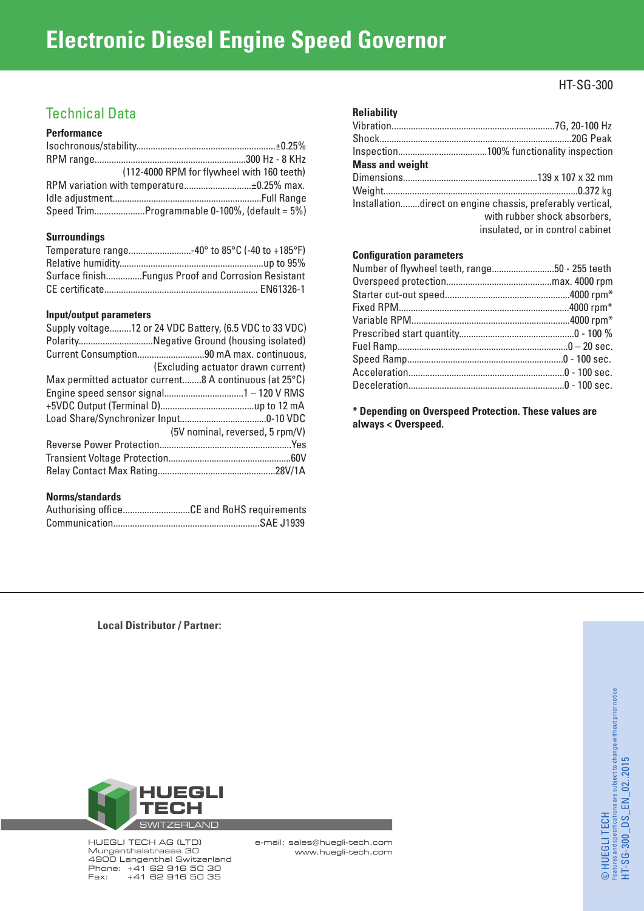# Electronic Diesel Engine Speed Governor

HT-SG-300

## Technical Data

### Performance

Isochronous/stability..........±0.25%
RPM range..........300 Hz - 8 KHz
(112-4000 RPM for flywheel with 160 teeth)
RPM variation with temperature..........±0.25% max.
Idle adjustment..........Full Range
Speed Trim..........Programmable 0-100%, (default = 5%)

### Surroundings

Temperature range..........-40° to 85°C (-40 to +185°F)
Relative humidity..........up to 95%
Surface finish..........Fungus Proof and Corrosion Resistant
CE certificate.......... EN61326-1

### Input/output parameters

Supply voltage.........12 or 24 VDC Battery, (6.5 VDC to 33 VDC)
Polarity..........Negative Ground (housing isolated)
Current Consumption..........90 mA max. continuous,
(Excluding actuator drawn current)
Max permitted actuator current........8 A continuous (at 25°C)
Engine speed sensor signal..........1 – 120 V RMS
+5VDC Output (Terminal D)..........up to 12 mA
Load Share/Synchronizer Input..........0-10 VDC
(5V nominal, reversed, 5 rpm/V)
Reverse Power Protection..........Yes
Transient Voltage Protection..........60V
Relay Contact Max Rating..........28V/1A

### Norms/standards

Authorising office..........CE and RoHS requirements
Communication..........SAE J1939

### Reliability

Vibration..........7G, 20-100 Hz
Shock..........20G Peak
Inspection..........100% functionality inspection

### Mass and weight

Dimensions..........139 x 107 x 32 mm
Weight..........0.372 kg
Installation........direct on engine chassis, preferably vertical, with rubber shock absorbers, insulated, or in control cabinet

### Configuration parameters

Number of flywheel teeth, range..........50 - 255 teeth
Overspeed protection..........max. 4000 rpm
Starter cut-out speed..........4000 rpm*
Fixed RPM..........4000 rpm*
Variable RPM..........4000 rpm*
Prescribed start quantity..........0 - 100 %
Fuel Ramp..........0 – 20 sec.
Speed Ramp..........0 - 100 sec.
Acceleration..........0 - 100 sec.
Deceleration..........0 - 100 sec.

**\* Depending on Overspeed Protection. These values are always < Overspeed.**

**Local Distributor / Partner:**

HUEGLI TECH
SWITZERLAND

HUEGLI TECH AG (LTD)
Murgenthalstrasse 30
4900 Langenthal Switzerland
Phone: +41 62 916 50 30
Fax: +41 62 916 50 35

e-mail: sales@huegli-tech.com
www.huegli-tech.com

© HUEGLI TECH
Features and specifications are subject to change without prior notice
HT-SG-300_DS_EN_02.2015